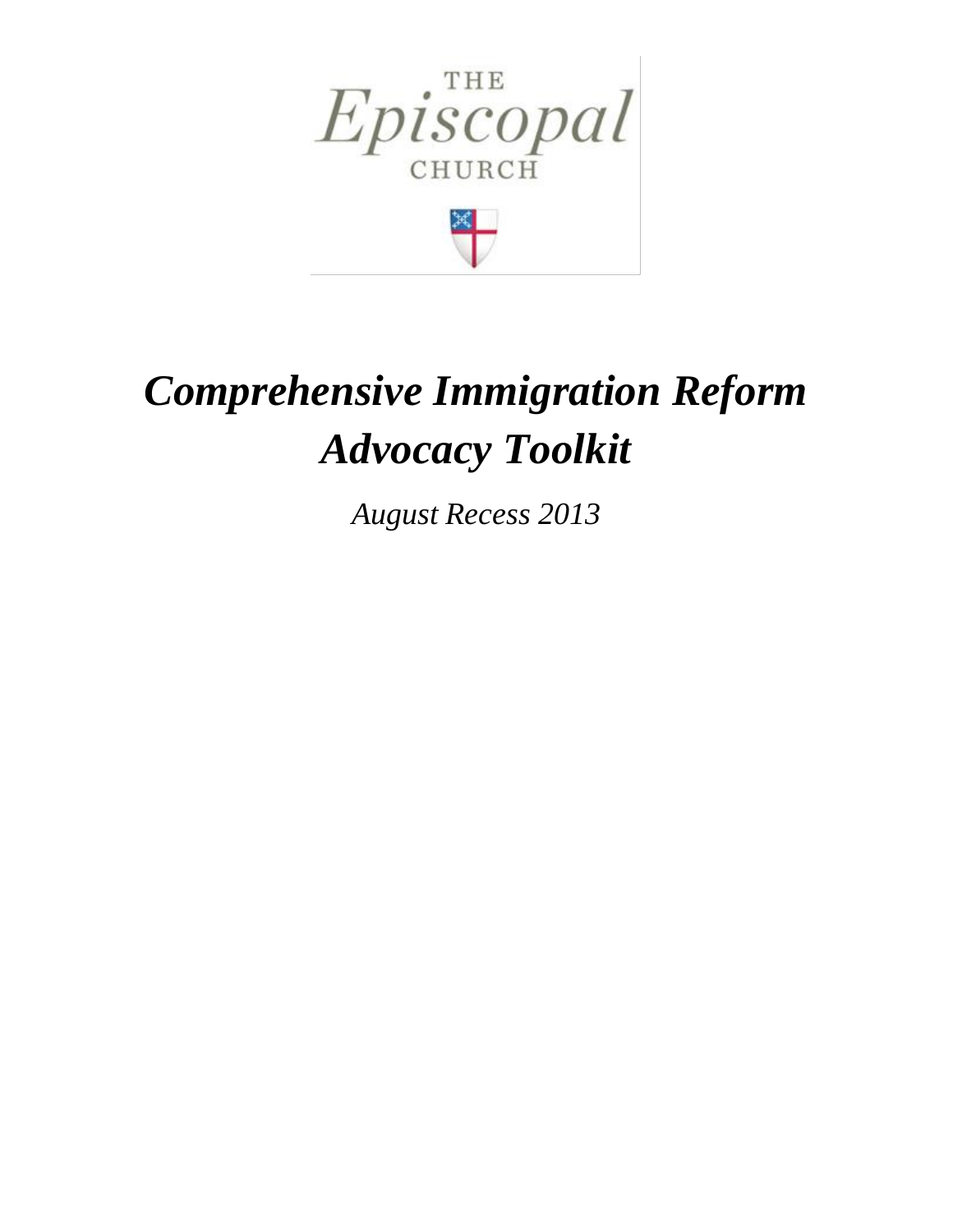THE
Episcopal
CHURCH

# *Comprehensive Immigration Reform Advocacy Toolkit*

*August Recess 2013*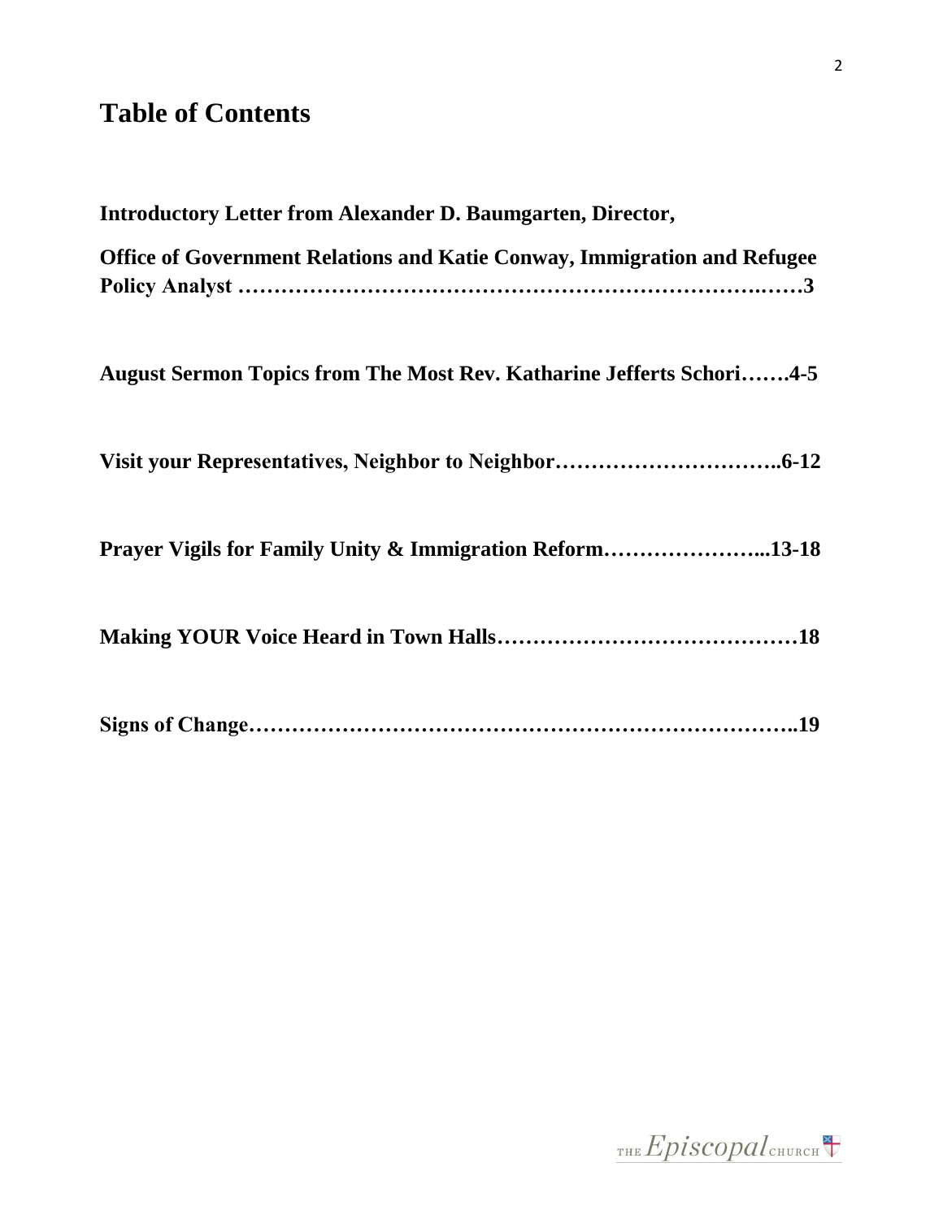# Table of Contents

**Introductory Letter from Alexander D. Baumgarten, Director,**

**Office of Government Relations and Katie Conway, Immigration and Refugee Policy Analyst ……………………………………………………………….……3**

**August Sermon Topics from The Most Rev. Katharine Jefferts Schori…….4-5**

**Visit your Representatives, Neighbor to Neighbor…………………………..6-12**

**Prayer Vigils for Family Unity & Immigration Reform…………………...13-18**

**Making YOUR Voice Heard in Town Halls……………………………………18**

**Signs of Change………………………………………………………………..19**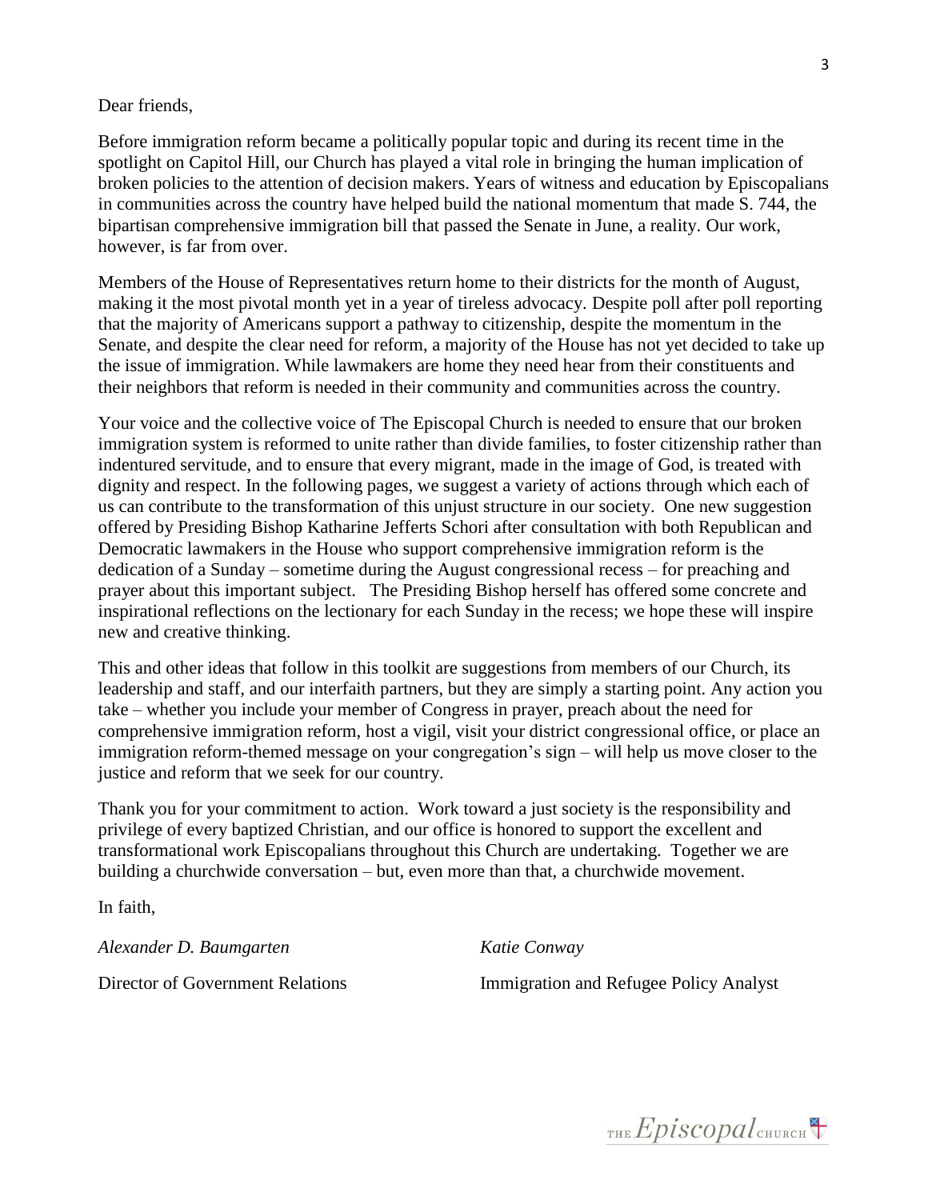Dear friends,

Before immigration reform became a politically popular topic and during its recent time in the spotlight on Capitol Hill, our Church has played a vital role in bringing the human implication of broken policies to the attention of decision makers. Years of witness and education by Episcopalians in communities across the country have helped build the national momentum that made S. 744, the bipartisan comprehensive immigration bill that passed the Senate in June, a reality. Our work, however, is far from over.

Members of the House of Representatives return home to their districts for the month of August, making it the most pivotal month yet in a year of tireless advocacy. Despite poll after poll reporting that the majority of Americans support a pathway to citizenship, despite the momentum in the Senate, and despite the clear need for reform, a majority of the House has not yet decided to take up the issue of immigration. While lawmakers are home they need hear from their constituents and their neighbors that reform is needed in their community and communities across the country.

Your voice and the collective voice of The Episcopal Church is needed to ensure that our broken immigration system is reformed to unite rather than divide families, to foster citizenship rather than indentured servitude, and to ensure that every migrant, made in the image of God, is treated with dignity and respect. In the following pages, we suggest a variety of actions through which each of us can contribute to the transformation of this unjust structure in our society. One new suggestion offered by Presiding Bishop Katharine Jefferts Schori after consultation with both Republican and Democratic lawmakers in the House who support comprehensive immigration reform is the dedication of a Sunday – sometime during the August congressional recess – for preaching and prayer about this important subject. The Presiding Bishop herself has offered some concrete and inspirational reflections on the lectionary for each Sunday in the recess; we hope these will inspire new and creative thinking.

This and other ideas that follow in this toolkit are suggestions from members of our Church, its leadership and staff, and our interfaith partners, but they are simply a starting point. Any action you take – whether you include your member of Congress in prayer, preach about the need for comprehensive immigration reform, host a vigil, visit your district congressional office, or place an immigration reform-themed message on your congregation's sign – will help us move closer to the justice and reform that we seek for our country.

Thank you for your commitment to action. Work toward a just society is the responsibility and privilege of every baptized Christian, and our office is honored to support the excellent and transformational work Episcopalians throughout this Church are undertaking. Together we are building a churchwide conversation – but, even more than that, a churchwide movement.

In faith,

*Alexander D. Baumgarten*
Director of Government Relations

*Katie Conway*
Immigration and Refugee Policy Analyst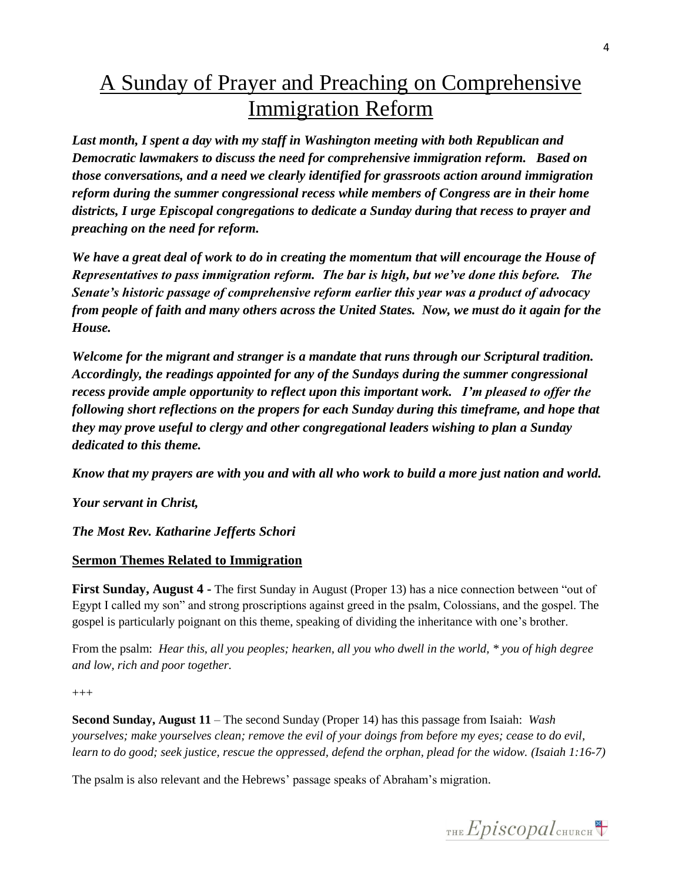# A Sunday of Prayer and Preaching on Comprehensive Immigration Reform

***Last month, I spent a day with my staff in Washington meeting with both Republican and Democratic lawmakers to discuss the need for comprehensive immigration reform. Based on those conversations, and a need we clearly identified for grassroots action around immigration reform during the summer congressional recess while members of Congress are in their home districts, I urge Episcopal congregations to dedicate a Sunday during that recess to prayer and preaching on the need for reform.***

***We have a great deal of work to do in creating the momentum that will encourage the House of Representatives to pass immigration reform. The bar is high, but we've done this before. The Senate's historic passage of comprehensive reform earlier this year was a product of advocacy from people of faith and many others across the United States. Now, we must do it again for the House.***

***Welcome for the migrant and stranger is a mandate that runs through our Scriptural tradition. Accordingly, the readings appointed for any of the Sundays during the summer congressional recess provide ample opportunity to reflect upon this important work. I'm pleased to offer the following short reflections on the propers for each Sunday during this timeframe, and hope that they may prove useful to clergy and other congregational leaders wishing to plan a Sunday dedicated to this theme.***

***Know that my prayers are with you and with all who work to build a more just nation and world.***

***Your servant in Christ,***

***The Most Rev. Katharine Jefferts Schori***

**Sermon Themes Related to Immigration**

**First Sunday, August 4 -** The first Sunday in August (Proper 13) has a nice connection between "out of Egypt I called my son" and strong proscriptions against greed in the psalm, Colossians, and the gospel. The gospel is particularly poignant on this theme, speaking of dividing the inheritance with one's brother.

From the psalm: *Hear this, all you peoples; hearken, all you who dwell in the world, * you of high degree and low, rich and poor together.*

+++

**Second Sunday, August 11** – The second Sunday (Proper 14) has this passage from Isaiah: *Wash yourselves; make yourselves clean; remove the evil of your doings from before my eyes; cease to do evil, learn to do good; seek justice, rescue the oppressed, defend the orphan, plead for the widow. (Isaiah 1:16-7)*

The psalm is also relevant and the Hebrews' passage speaks of Abraham's migration.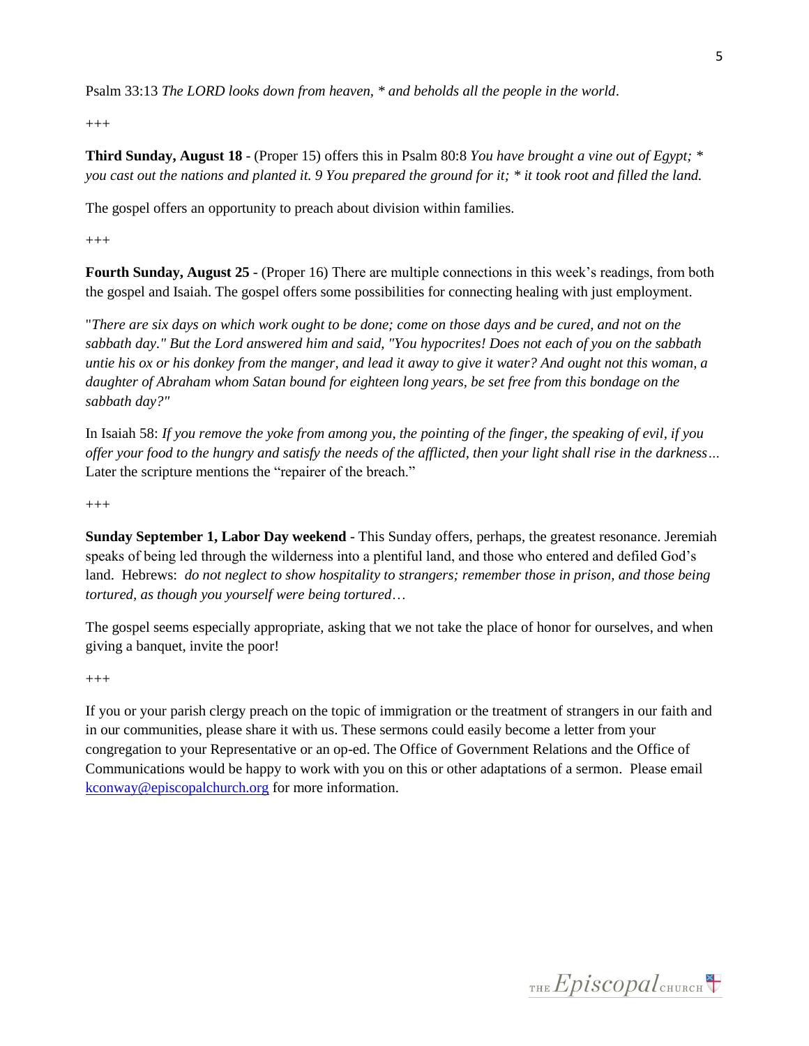Psalm 33:13 *The LORD looks down from heaven, * and beholds all the people in the world*.

+++

**Third Sunday, August 18** - (Proper 15) offers this in Psalm 80:8 *You have brought a vine out of Egypt; * you cast out the nations and planted it. 9 You prepared the ground for it; * it took root and filled the land.*

The gospel offers an opportunity to preach about division within families.

+++

**Fourth Sunday, August 25** - (Proper 16) There are multiple connections in this week's readings, from both the gospel and Isaiah. The gospel offers some possibilities for connecting healing with just employment.

"*There are six days on which work ought to be done; come on those days and be cured, and not on the sabbath day." But the Lord answered him and said, "You hypocrites! Does not each of you on the sabbath untie his ox or his donkey from the manger, and lead it away to give it water? And ought not this woman, a daughter of Abraham whom Satan bound for eighteen long years, be set free from this bondage on the sabbath day?"*

In Isaiah 58: *If you remove the yoke from among you, the pointing of the finger, the speaking of evil, if you offer your food to the hungry and satisfy the needs of the afflicted, then your light shall rise in the darkness…* Later the scripture mentions the "repairer of the breach."

+++

**Sunday September 1, Labor Day weekend** - This Sunday offers, perhaps, the greatest resonance. Jeremiah speaks of being led through the wilderness into a plentiful land, and those who entered and defiled God's land. Hebrews: *do not neglect to show hospitality to strangers; remember those in prison, and those being tortured, as though you yourself were being tortured*…

The gospel seems especially appropriate, asking that we not take the place of honor for ourselves, and when giving a banquet, invite the poor!

+++

If you or your parish clergy preach on the topic of immigration or the treatment of strangers in our faith and in our communities, please share it with us. These sermons could easily become a letter from your congregation to your Representative or an op-ed. The Office of Government Relations and the Office of Communications would be happy to work with you on this or other adaptations of a sermon. Please email [kconway@episcopalchurch.org](mailto:kconway@episcopalchurch.org) for more information.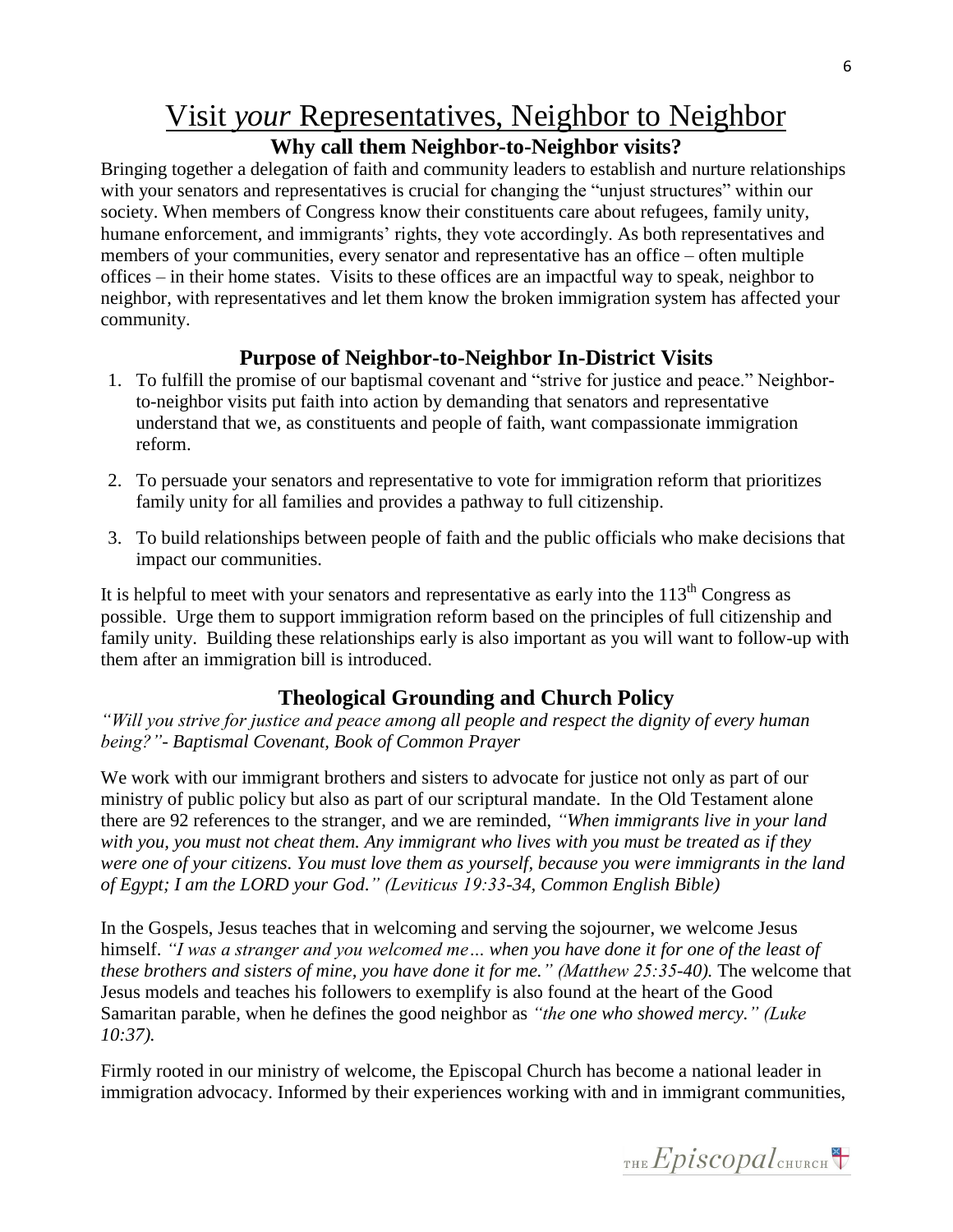# Visit *your* Representatives, Neighbor to Neighbor

## Why call them Neighbor-to-Neighbor visits?

Bringing together a delegation of faith and community leaders to establish and nurture relationships with your senators and representatives is crucial for changing the "unjust structures" within our society. When members of Congress know their constituents care about refugees, family unity, humane enforcement, and immigrants' rights, they vote accordingly. As both representatives and members of your communities, every senator and representative has an office – often multiple offices – in their home states. Visits to these offices are an impactful way to speak, neighbor to neighbor, with representatives and let them know the broken immigration system has affected your community.

## Purpose of Neighbor-to-Neighbor In-District Visits

1. To fulfill the promise of our baptismal covenant and "strive for justice and peace." Neighbor-to-neighbor visits put faith into action by demanding that senators and representative understand that we, as constituents and people of faith, want compassionate immigration reform.

2. To persuade your senators and representative to vote for immigration reform that prioritizes family unity for all families and provides a pathway to full citizenship.

3. To build relationships between people of faith and the public officials who make decisions that impact our communities.

It is helpful to meet with your senators and representative as early into the 113th Congress as possible. Urge them to support immigration reform based on the principles of full citizenship and family unity. Building these relationships early is also important as you will want to follow-up with them after an immigration bill is introduced.

## Theological Grounding and Church Policy

*"Will you strive for justice and peace among all people and respect the dignity of every human being?"- Baptismal Covenant, Book of Common Prayer*

We work with our immigrant brothers and sisters to advocate for justice not only as part of our ministry of public policy but also as part of our scriptural mandate. In the Old Testament alone there are 92 references to the stranger, and we are reminded, *"When immigrants live in your land with you, you must not cheat them. Any immigrant who lives with you must be treated as if they were one of your citizens. You must love them as yourself, because you were immigrants in the land of Egypt; I am the LORD your God." (Leviticus 19:33-34, Common English Bible)*

In the Gospels, Jesus teaches that in welcoming and serving the sojourner, we welcome Jesus himself. *"I was a stranger and you welcomed me… when you have done it for one of the least of these brothers and sisters of mine, you have done it for me." (Matthew 25:35-40).* The welcome that Jesus models and teaches his followers to exemplify is also found at the heart of the Good Samaritan parable, when he defines the good neighbor as *"the one who showed mercy." (Luke 10:37).*

Firmly rooted in our ministry of welcome, the Episcopal Church has become a national leader in immigration advocacy. Informed by their experiences working with and in immigrant communities,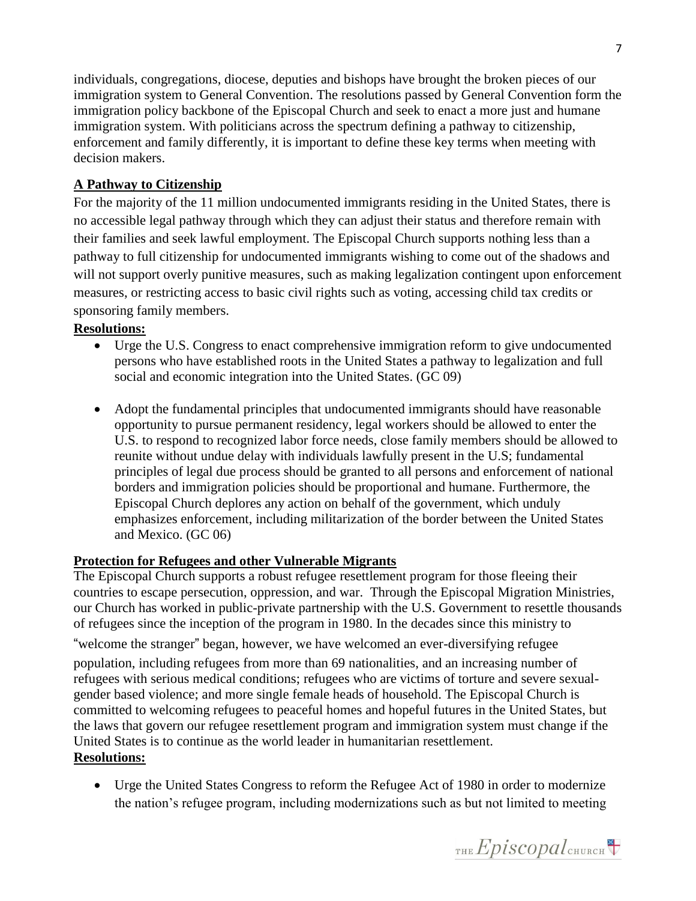individuals, congregations, diocese, deputies and bishops have brought the broken pieces of our immigration system to General Convention. The resolutions passed by General Convention form the immigration policy backbone of the Episcopal Church and seek to enact a more just and humane immigration system. With politicians across the spectrum defining a pathway to citizenship, enforcement and family differently, it is important to define these key terms when meeting with decision makers.

## A Pathway to Citizenship

For the majority of the 11 million undocumented immigrants residing in the United States, there is no accessible legal pathway through which they can adjust their status and therefore remain with their families and seek lawful employment. The Episcopal Church supports nothing less than a pathway to full citizenship for undocumented immigrants wishing to come out of the shadows and will not support overly punitive measures, such as making legalization contingent upon enforcement measures, or restricting access to basic civil rights such as voting, accessing child tax credits or sponsoring family members.

**Resolutions:**

- Urge the U.S. Congress to enact comprehensive immigration reform to give undocumented persons who have established roots in the United States a pathway to legalization and full social and economic integration into the United States. (GC 09)
- Adopt the fundamental principles that undocumented immigrants should have reasonable opportunity to pursue permanent residency, legal workers should be allowed to enter the U.S. to respond to recognized labor force needs, close family members should be allowed to reunite without undue delay with individuals lawfully present in the U.S; fundamental principles of legal due process should be granted to all persons and enforcement of national borders and immigration policies should be proportional and humane. Furthermore, the Episcopal Church deplores any action on behalf of the government, which unduly emphasizes enforcement, including militarization of the border between the United States and Mexico. (GC 06)

## Protection for Refugees and other Vulnerable Migrants

The Episcopal Church supports a robust refugee resettlement program for those fleeing their countries to escape persecution, oppression, and war. Through the Episcopal Migration Ministries, our Church has worked in public-private partnership with the U.S. Government to resettle thousands of refugees since the inception of the program in 1980. In the decades since this ministry to "welcome the stranger" began, however, we have welcomed an ever-diversifying refugee population, including refugees from more than 69 nationalities, and an increasing number of refugees with serious medical conditions; refugees who are victims of torture and severe sexual-gender based violence; and more single female heads of household. The Episcopal Church is committed to welcoming refugees to peaceful homes and hopeful futures in the United States, but the laws that govern our refugee resettlement program and immigration system must change if the United States is to continue as the world leader in humanitarian resettlement.

**Resolutions:**

- Urge the United States Congress to reform the Refugee Act of 1980 in order to modernize the nation's refugee program, including modernizations such as but not limited to meeting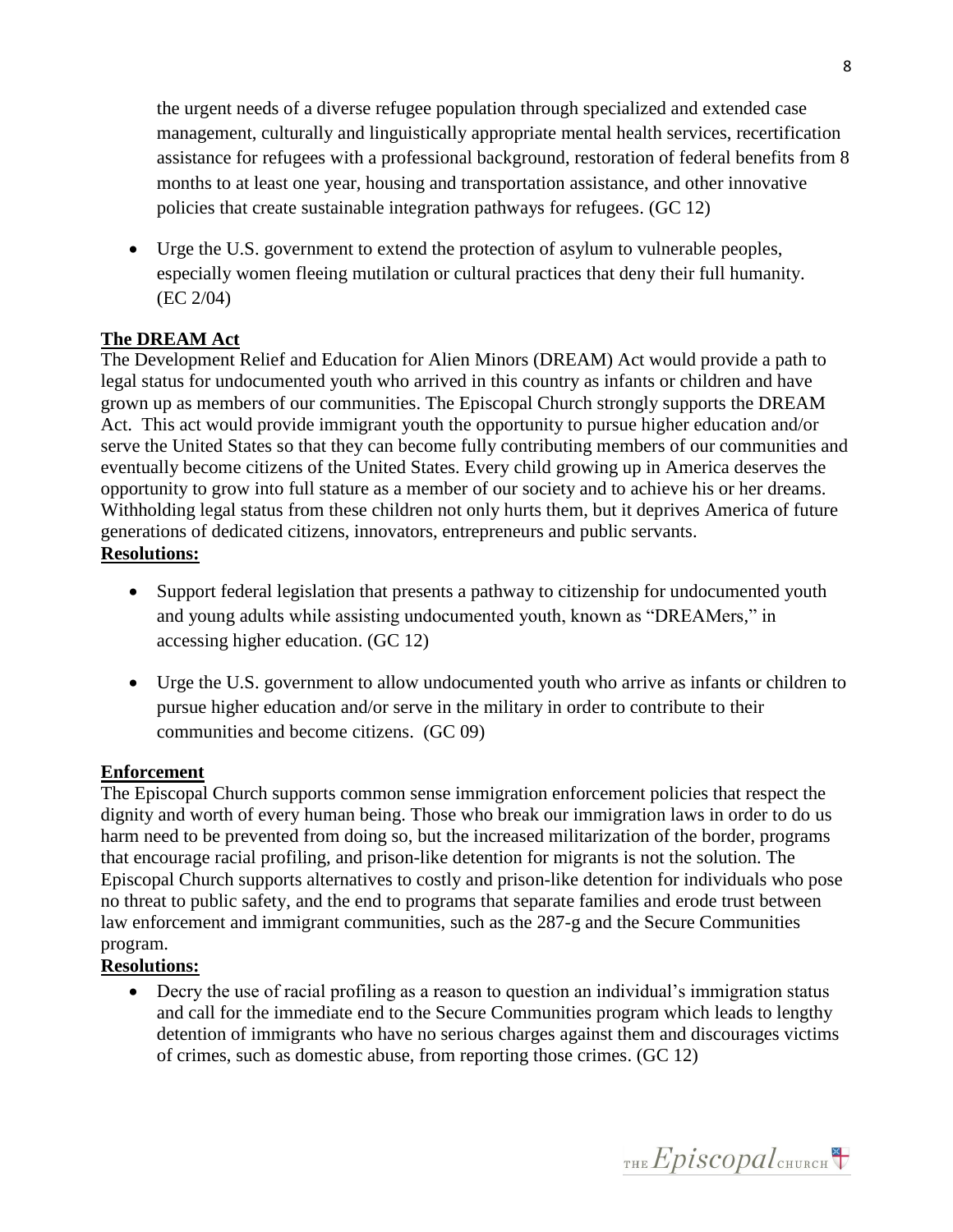the urgent needs of a diverse refugee population through specialized and extended case management, culturally and linguistically appropriate mental health services, recertification assistance for refugees with a professional background, restoration of federal benefits from 8 months to at least one year, housing and transportation assistance, and other innovative policies that create sustainable integration pathways for refugees. (GC 12)

- Urge the U.S. government to extend the protection of asylum to vulnerable peoples, especially women fleeing mutilation or cultural practices that deny their full humanity. (EC 2/04)

**The DREAM Act**

The Development Relief and Education for Alien Minors (DREAM) Act would provide a path to legal status for undocumented youth who arrived in this country as infants or children and have grown up as members of our communities. The Episcopal Church strongly supports the DREAM Act. This act would provide immigrant youth the opportunity to pursue higher education and/or serve the United States so that they can become fully contributing members of our communities and eventually become citizens of the United States. Every child growing up in America deserves the opportunity to grow into full stature as a member of our society and to achieve his or her dreams. Withholding legal status from these children not only hurts them, but it deprives America of future generations of dedicated citizens, innovators, entrepreneurs and public servants.

**Resolutions:**

- Support federal legislation that presents a pathway to citizenship for undocumented youth and young adults while assisting undocumented youth, known as "DREAMers," in accessing higher education. (GC 12)

- Urge the U.S. government to allow undocumented youth who arrive as infants or children to pursue higher education and/or serve in the military in order to contribute to their communities and become citizens. (GC 09)

**Enforcement**

The Episcopal Church supports common sense immigration enforcement policies that respect the dignity and worth of every human being. Those who break our immigration laws in order to do us harm need to be prevented from doing so, but the increased militarization of the border, programs that encourage racial profiling, and prison-like detention for migrants is not the solution. The Episcopal Church supports alternatives to costly and prison-like detention for individuals who pose no threat to public safety, and the end to programs that separate families and erode trust between law enforcement and immigrant communities, such as the 287-g and the Secure Communities program.

**Resolutions:**

- Decry the use of racial profiling as a reason to question an individual's immigration status and call for the immediate end to the Secure Communities program which leads to lengthy detention of immigrants who have no serious charges against them and discourages victims of crimes, such as domestic abuse, from reporting those crimes. (GC 12)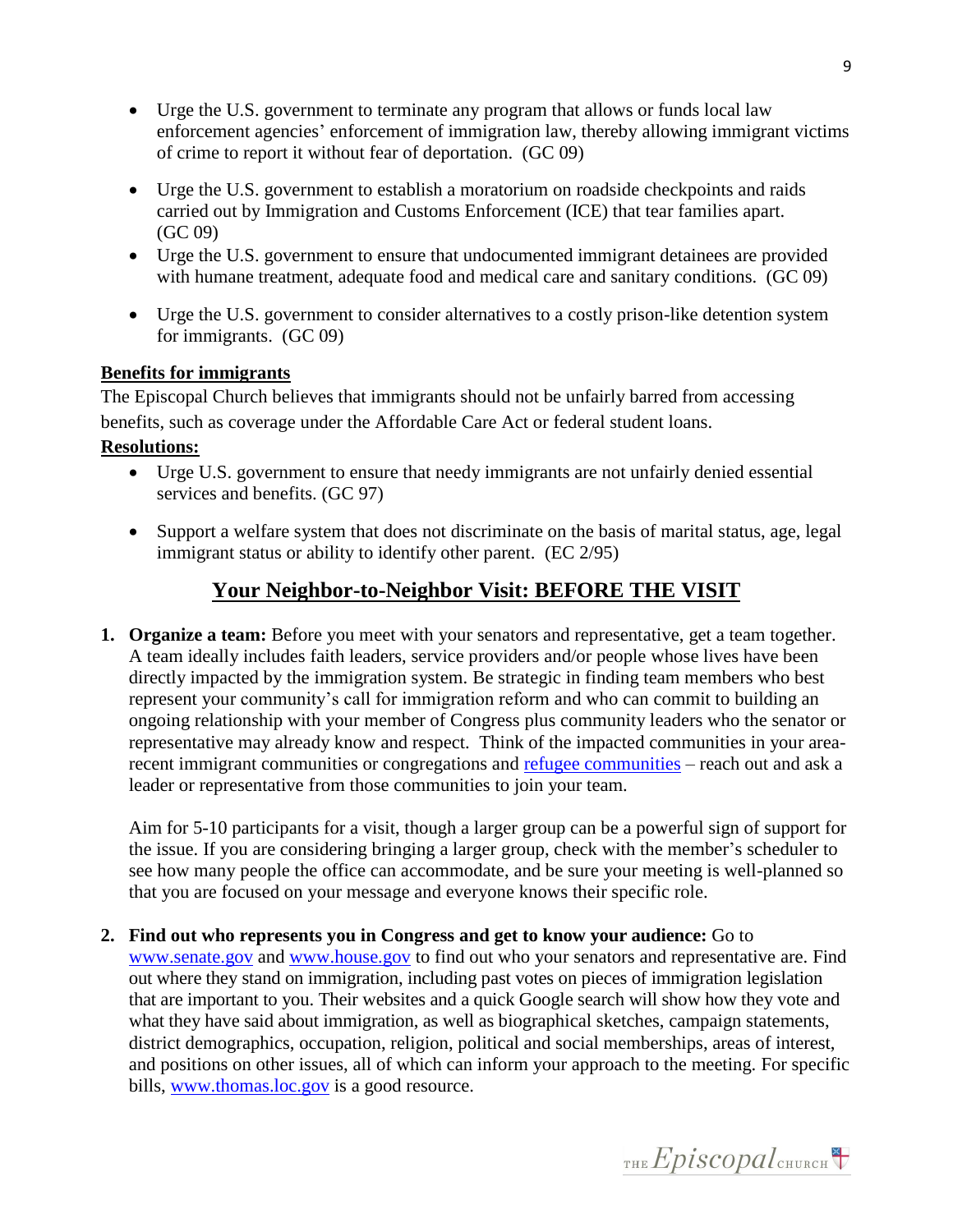- Urge the U.S. government to terminate any program that allows or funds local law enforcement agencies' enforcement of immigration law, thereby allowing immigrant victims of crime to report it without fear of deportation. (GC 09)
- Urge the U.S. government to establish a moratorium on roadside checkpoints and raids carried out by Immigration and Customs Enforcement (ICE) that tear families apart. (GC 09)
- Urge the U.S. government to ensure that undocumented immigrant detainees are provided with humane treatment, adequate food and medical care and sanitary conditions. (GC 09)
- Urge the U.S. government to consider alternatives to a costly prison-like detention system for immigrants. (GC 09)

**Benefits for immigrants**

The Episcopal Church believes that immigrants should not be unfairly barred from accessing benefits, such as coverage under the Affordable Care Act or federal student loans.

**Resolutions:**

- Urge U.S. government to ensure that needy immigrants are not unfairly denied essential services and benefits. (GC 97)
- Support a welfare system that does not discriminate on the basis of marital status, age, legal immigrant status or ability to identify other parent. (EC 2/95)

## Your Neighbor-to-Neighbor Visit: BEFORE THE VISIT

1. **Organize a team:** Before you meet with your senators and representative, get a team together. A team ideally includes faith leaders, service providers and/or people whose lives have been directly impacted by the immigration system. Be strategic in finding team members who best represent your community's call for immigration reform and who can commit to building an ongoing relationship with your member of Congress plus community leaders who the senator or representative may already know and respect. Think of the impacted communities in your area- recent immigrant communities or congregations and [refugee communities](refugee communities) – reach out and ask a leader or representative from those communities to join your team.

   Aim for 5-10 participants for a visit, though a larger group can be a powerful sign of support for the issue. If you are considering bringing a larger group, check with the member's scheduler to see how many people the office can accommodate, and be sure your meeting is well-planned so that you are focused on your message and everyone knows their specific role.

2. **Find out who represents you in Congress and get to know your audience:** Go to [www.senate.gov](www.senate.gov) and [www.house.gov](www.house.gov) to find out who your senators and representative are. Find out where they stand on immigration, including past votes on pieces of immigration legislation that are important to you. Their websites and a quick Google search will show how they vote and what they have said about immigration, as well as biographical sketches, campaign statements, district demographics, occupation, religion, political and social memberships, areas of interest, and positions on other issues, all of which can inform your approach to the meeting. For specific bills, [www.thomas.loc.gov](www.thomas.loc.gov) is a good resource.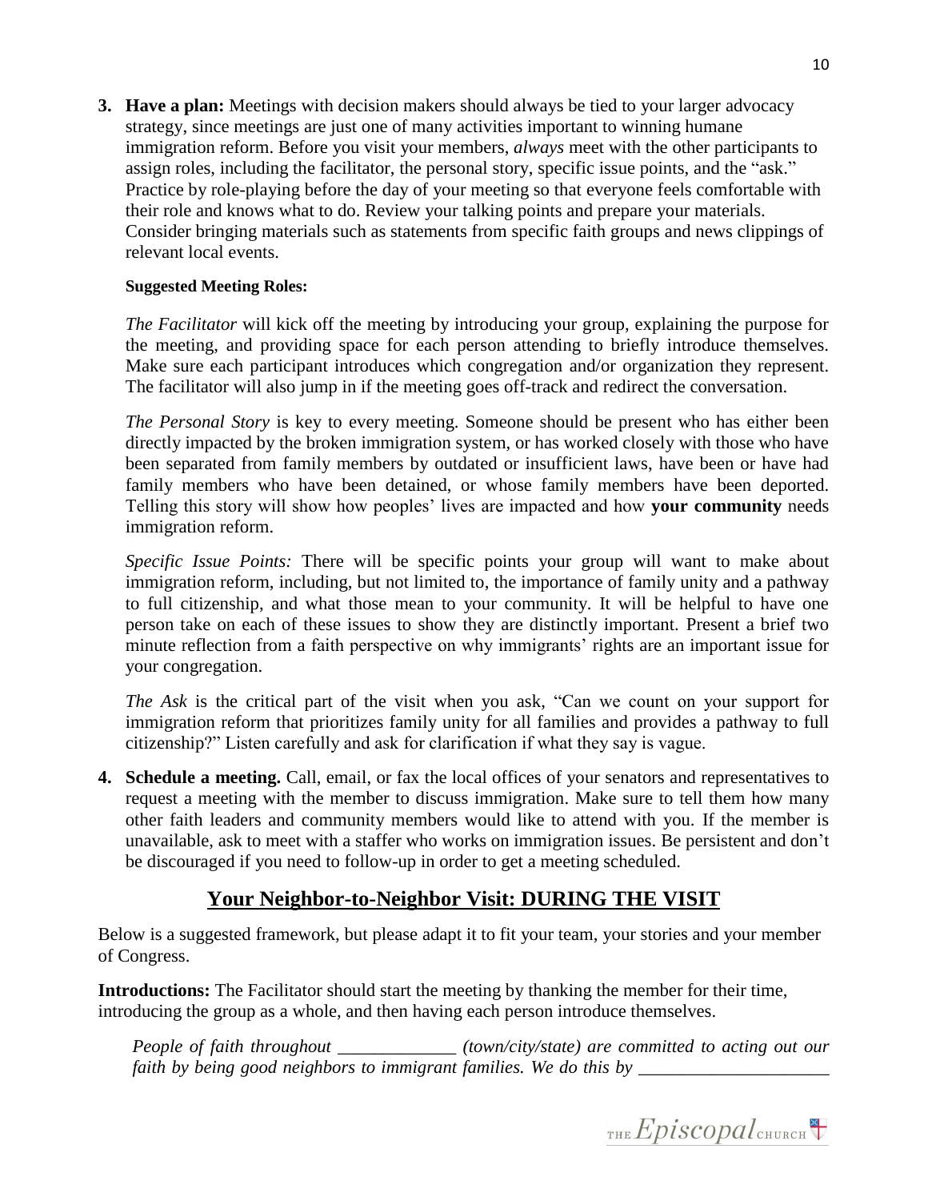3. **Have a plan:** Meetings with decision makers should always be tied to your larger advocacy strategy, since meetings are just one of many activities important to winning humane immigration reform. Before you visit your members, *always* meet with the other participants to assign roles, including the facilitator, the personal story, specific issue points, and the "ask." Practice by role-playing before the day of your meeting so that everyone feels comfortable with their role and knows what to do. Review your talking points and prepare your materials. Consider bringing materials such as statements from specific faith groups and news clippings of relevant local events.

   **Suggested Meeting Roles:**

   *The Facilitator* will kick off the meeting by introducing your group, explaining the purpose for the meeting, and providing space for each person attending to briefly introduce themselves. Make sure each participant introduces which congregation and/or organization they represent. The facilitator will also jump in if the meeting goes off-track and redirect the conversation.

   *The Personal Story* is key to every meeting. Someone should be present who has either been directly impacted by the broken immigration system, or has worked closely with those who have been separated from family members by outdated or insufficient laws, have been or have had family members who have been detained, or whose family members have been deported. Telling this story will show how peoples' lives are impacted and how **your community** needs immigration reform.

   *Specific Issue Points:* There will be specific points your group will want to make about immigration reform, including, but not limited to, the importance of family unity and a pathway to full citizenship, and what those mean to your community. It will be helpful to have one person take on each of these issues to show they are distinctly important. Present a brief two minute reflection from a faith perspective on why immigrants' rights are an important issue for your congregation.

   *The Ask* is the critical part of the visit when you ask, "Can we count on your support for immigration reform that prioritizes family unity for all families and provides a pathway to full citizenship?" Listen carefully and ask for clarification if what they say is vague.

4. **Schedule a meeting.** Call, email, or fax the local offices of your senators and representatives to request a meeting with the member to discuss immigration. Make sure to tell them how many other faith leaders and community members would like to attend with you. If the member is unavailable, ask to meet with a staffer who works on immigration issues. Be persistent and don't be discouraged if you need to follow-up in order to get a meeting scheduled.

## Your Neighbor-to-Neighbor Visit: DURING THE VISIT

Below is a suggested framework, but please adapt it to fit your team, your stories and your member of Congress.

**Introductions:** The Facilitator should start the meeting by thanking the member for their time, introducing the group as a whole, and then having each person introduce themselves.

> *People of faith throughout _____________ (town/city/state) are committed to acting out our faith by being good neighbors to immigrant families. We do this by _____________________*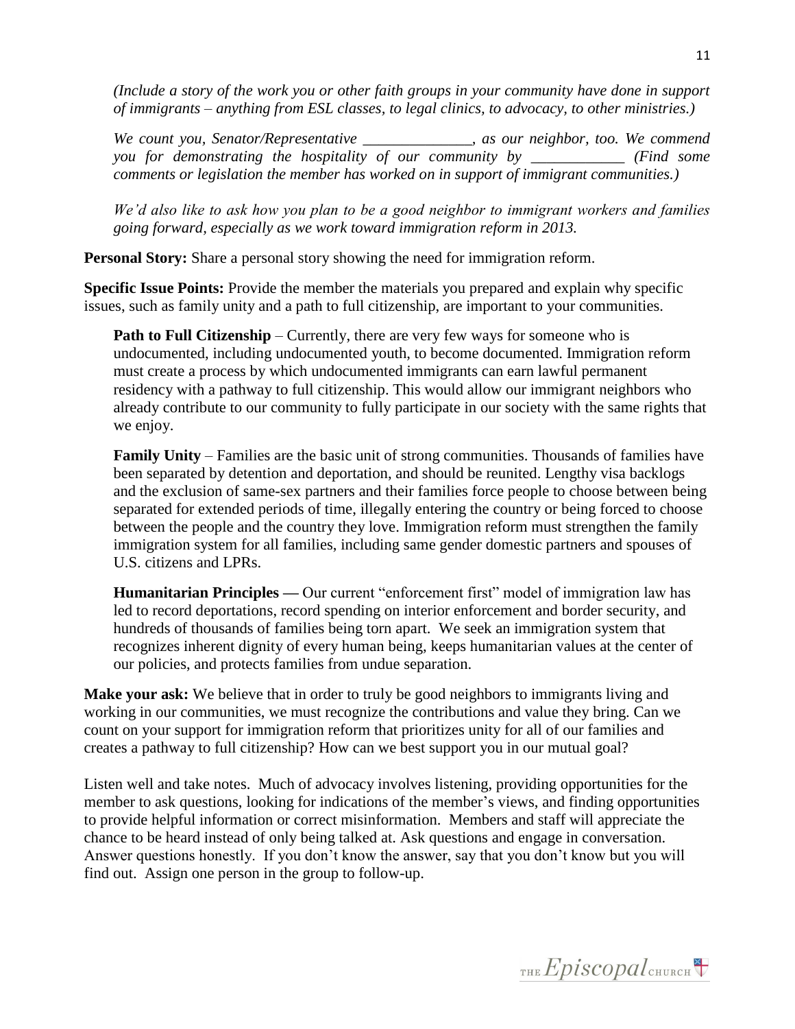*(Include a story of the work you or other faith groups in your community have done in support of immigrants – anything from ESL classes, to legal clinics, to advocacy, to other ministries.)*

*We count you, Senator/Representative ______________, as our neighbor, too. We commend you for demonstrating the hospitality of our community by ____________ (Find some comments or legislation the member has worked on in support of immigrant communities.)*

*We'd also like to ask how you plan to be a good neighbor to immigrant workers and families going forward, especially as we work toward immigration reform in 2013.*

**Personal Story:** Share a personal story showing the need for immigration reform.

**Specific Issue Points:** Provide the member the materials you prepared and explain why specific issues, such as family unity and a path to full citizenship, are important to your communities.

> **Path to Full Citizenship** – Currently, there are very few ways for someone who is undocumented, including undocumented youth, to become documented. Immigration reform must create a process by which undocumented immigrants can earn lawful permanent residency with a pathway to full citizenship. This would allow our immigrant neighbors who already contribute to our community to fully participate in our society with the same rights that we enjoy.
>
> **Family Unity** – Families are the basic unit of strong communities. Thousands of families have been separated by detention and deportation, and should be reunited. Lengthy visa backlogs and the exclusion of same-sex partners and their families force people to choose between being separated for extended periods of time, illegally entering the country or being forced to choose between the people and the country they love. Immigration reform must strengthen the family immigration system for all families, including same gender domestic partners and spouses of U.S. citizens and LPRs.
>
> **Humanitarian Principles —** Our current "enforcement first" model of immigration law has led to record deportations, record spending on interior enforcement and border security, and hundreds of thousands of families being torn apart. We seek an immigration system that recognizes inherent dignity of every human being, keeps humanitarian values at the center of our policies, and protects families from undue separation.

**Make your ask:** We believe that in order to truly be good neighbors to immigrants living and working in our communities, we must recognize the contributions and value they bring. Can we count on your support for immigration reform that prioritizes unity for all of our families and creates a pathway to full citizenship? How can we best support you in our mutual goal?

Listen well and take notes. Much of advocacy involves listening, providing opportunities for the member to ask questions, looking for indications of the member's views, and finding opportunities to provide helpful information or correct misinformation. Members and staff will appreciate the chance to be heard instead of only being talked at. Ask questions and engage in conversation. Answer questions honestly. If you don't know the answer, say that you don't know but you will find out. Assign one person in the group to follow-up.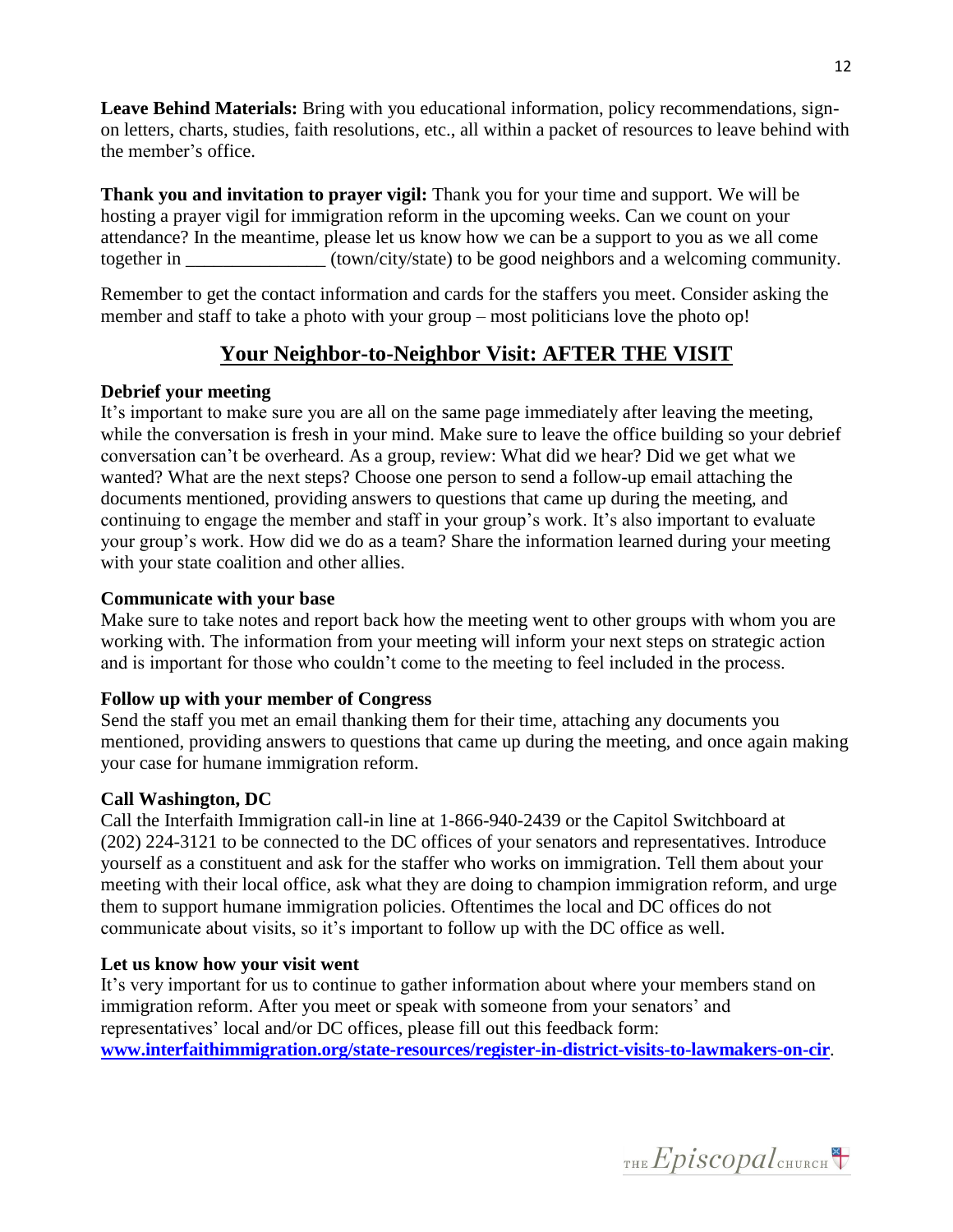**Leave Behind Materials:** Bring with you educational information, policy recommendations, sign-on letters, charts, studies, faith resolutions, etc., all within a packet of resources to leave behind with the member's office.

**Thank you and invitation to prayer vigil:** Thank you for your time and support. We will be hosting a prayer vigil for immigration reform in the upcoming weeks. Can we count on your attendance? In the meantime, please let us know how we can be a support to you as we all come together in _______________ (town/city/state) to be good neighbors and a welcoming community.

Remember to get the contact information and cards for the staffers you meet. Consider asking the member and staff to take a photo with your group – most politicians love the photo op!

## Your Neighbor-to-Neighbor Visit: AFTER THE VISIT

**Debrief your meeting**

It's important to make sure you are all on the same page immediately after leaving the meeting, while the conversation is fresh in your mind. Make sure to leave the office building so your debrief conversation can't be overheard. As a group, review: What did we hear? Did we get what we wanted? What are the next steps? Choose one person to send a follow-up email attaching the documents mentioned, providing answers to questions that came up during the meeting, and continuing to engage the member and staff in your group's work. It's also important to evaluate your group's work. How did we do as a team? Share the information learned during your meeting with your state coalition and other allies.

**Communicate with your base**

Make sure to take notes and report back how the meeting went to other groups with whom you are working with. The information from your meeting will inform your next steps on strategic action and is important for those who couldn't come to the meeting to feel included in the process.

**Follow up with your member of Congress**

Send the staff you met an email thanking them for their time, attaching any documents you mentioned, providing answers to questions that came up during the meeting, and once again making your case for humane immigration reform.

**Call Washington, DC**

Call the Interfaith Immigration call-in line at 1-866-940-2439 or the Capitol Switchboard at (202) 224-3121 to be connected to the DC offices of your senators and representatives. Introduce yourself as a constituent and ask for the staffer who works on immigration. Tell them about your meeting with their local office, ask what they are doing to champion immigration reform, and urge them to support humane immigration policies. Oftentimes the local and DC offices do not communicate about visits, so it's important to follow up with the DC office as well.

**Let us know how your visit went**

It's very important for us to continue to gather information about where your members stand on immigration reform. After you meet or speak with someone from your senators' and representatives' local and/or DC offices, please fill out this feedback form: **www.interfaithimmigration.org/state-resources/register-in-district-visits-to-lawmakers-on-cir**.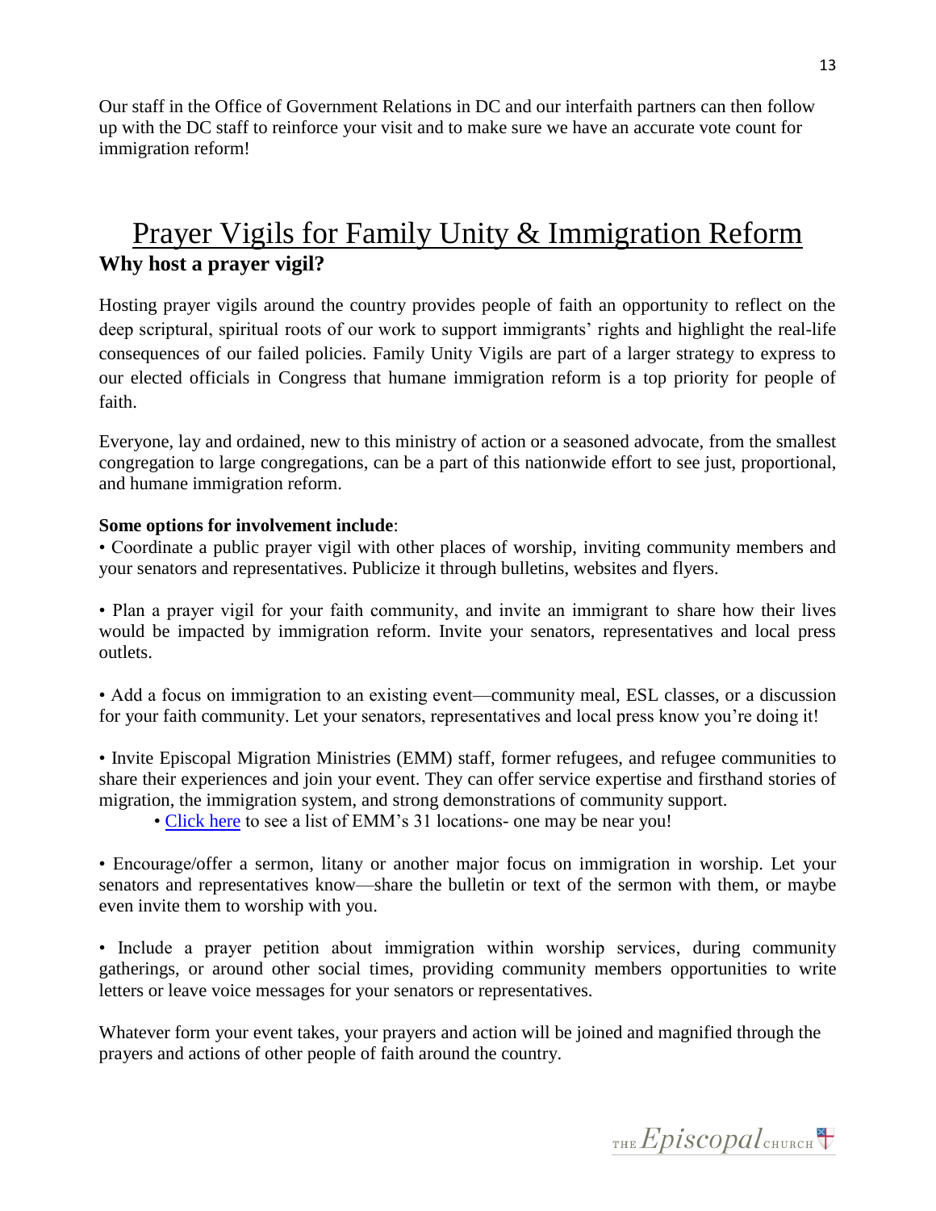Our staff in the Office of Government Relations in DC and our interfaith partners can then follow up with the DC staff to reinforce your visit and to make sure we have an accurate vote count for immigration reform!

# Prayer Vigils for Family Unity & Immigration Reform

## Why host a prayer vigil?

Hosting prayer vigils around the country provides people of faith an opportunity to reflect on the deep scriptural, spiritual roots of our work to support immigrants' rights and highlight the real-life consequences of our failed policies. Family Unity Vigils are part of a larger strategy to express to our elected officials in Congress that humane immigration reform is a top priority for people of faith.

Everyone, lay and ordained, new to this ministry of action or a seasoned advocate, from the smallest congregation to large congregations, can be a part of this nationwide effort to see just, proportional, and humane immigration reform.

**Some options for involvement include**:

- Coordinate a public prayer vigil with other places of worship, inviting community members and your senators and representatives. Publicize it through bulletins, websites and flyers.

- Plan a prayer vigil for your faith community, and invite an immigrant to share how their lives would be impacted by immigration reform. Invite your senators, representatives and local press outlets.

- Add a focus on immigration to an existing event—community meal, ESL classes, or a discussion for your faith community. Let your senators, representatives and local press know you're doing it!

- Invite Episcopal Migration Ministries (EMM) staff, former refugees, and refugee communities to share their experiences and join your event. They can offer service expertise and firsthand stories of migration, the immigration system, and strong demonstrations of community support.
    - Click here to see a list of EMM's 31 locations- one may be near you!

- Encourage/offer a sermon, litany or another major focus on immigration in worship. Let your senators and representatives know—share the bulletin or text of the sermon with them, or maybe even invite them to worship with you.

- Include a prayer petition about immigration within worship services, during community gatherings, or around other social times, providing community members opportunities to write letters or leave voice messages for your senators or representatives.

Whatever form your event takes, your prayers and action will be joined and magnified through the prayers and actions of other people of faith around the country.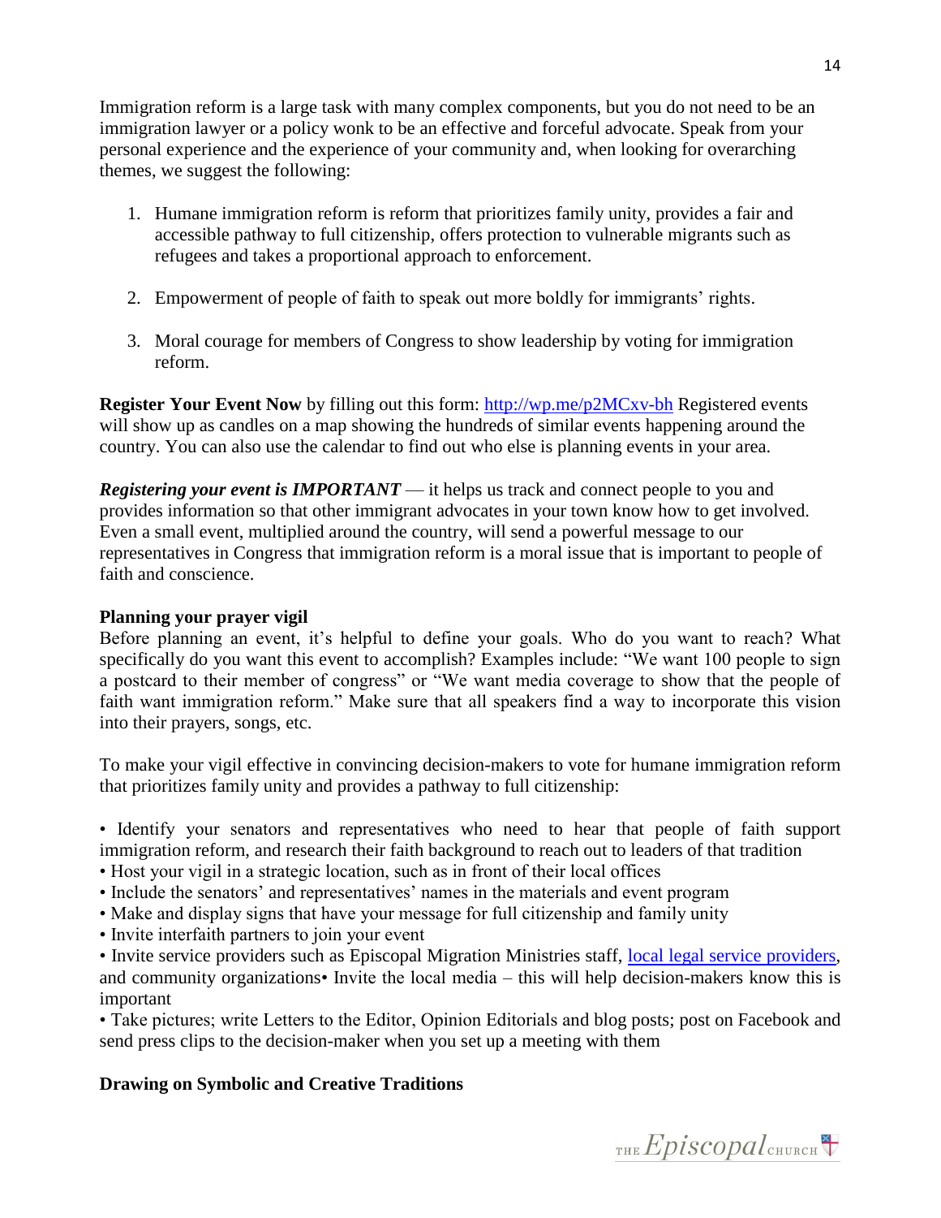Immigration reform is a large task with many complex components, but you do not need to be an immigration lawyer or a policy wonk to be an effective and forceful advocate. Speak from your personal experience and the experience of your community and, when looking for overarching themes, we suggest the following:

1. Humane immigration reform is reform that prioritizes family unity, provides a fair and accessible pathway to full citizenship, offers protection to vulnerable migrants such as refugees and takes a proportional approach to enforcement.

2. Empowerment of people of faith to speak out more boldly for immigrants' rights.

3. Moral courage for members of Congress to show leadership by voting for immigration reform.

**Register Your Event Now** by filling out this form: [http://wp.me/p2MCxv-bh](http://wp.me/p2MCxv-bh) Registered events will show up as candles on a map showing the hundreds of similar events happening around the country. You can also use the calendar to find out who else is planning events in your area.

***Registering your event is IMPORTANT*** — it helps us track and connect people to you and provides information so that other immigrant advocates in your town know how to get involved. Even a small event, multiplied around the country, will send a powerful message to our representatives in Congress that immigration reform is a moral issue that is important to people of faith and conscience.

**Planning your prayer vigil**

Before planning an event, it's helpful to define your goals. Who do you want to reach? What specifically do you want this event to accomplish? Examples include: "We want 100 people to sign a postcard to their member of congress" or "We want media coverage to show that the people of faith want immigration reform." Make sure that all speakers find a way to incorporate this vision into their prayers, songs, etc.

To make your vigil effective in convincing decision-makers to vote for humane immigration reform that prioritizes family unity and provides a pathway to full citizenship:

- Identify your senators and representatives who need to hear that people of faith support immigration reform, and research their faith background to reach out to leaders of that tradition
- Host your vigil in a strategic location, such as in front of their local offices
- Include the senators' and representatives' names in the materials and event program
- Make and display signs that have your message for full citizenship and family unity
- Invite interfaith partners to join your event
- Invite service providers such as Episcopal Migration Ministries staff, local legal service providers, and community organizations
- Invite the local media – this will help decision-makers know this is important
- Take pictures; write Letters to the Editor, Opinion Editorials and blog posts; post on Facebook and send press clips to the decision-maker when you set up a meeting with them

**Drawing on Symbolic and Creative Traditions**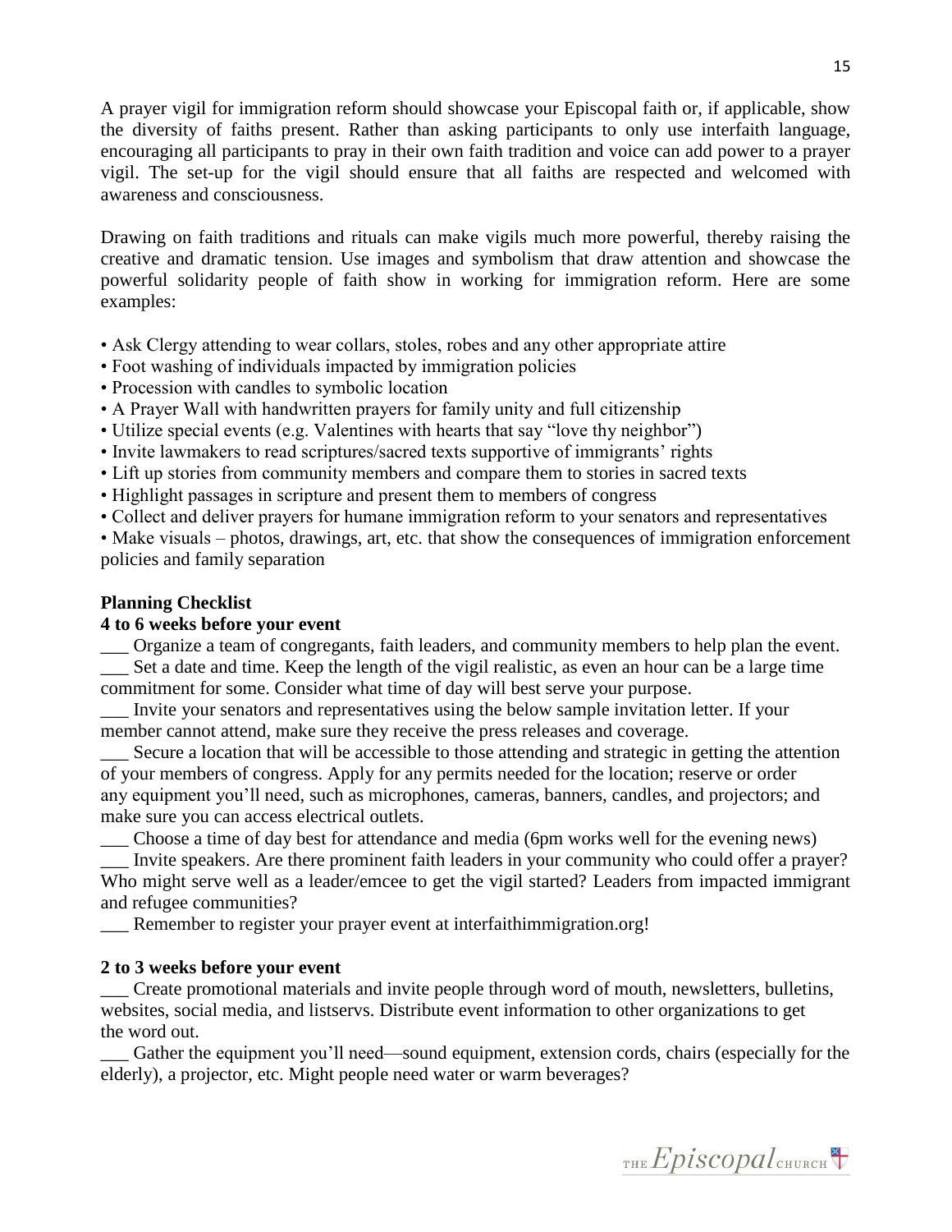A prayer vigil for immigration reform should showcase your Episcopal faith or, if applicable, show the diversity of faiths present. Rather than asking participants to only use interfaith language, encouraging all participants to pray in their own faith tradition and voice can add power to a prayer vigil. The set-up for the vigil should ensure that all faiths are respected and welcomed with awareness and consciousness.

Drawing on faith traditions and rituals can make vigils much more powerful, thereby raising the creative and dramatic tension. Use images and symbolism that draw attention and showcase the powerful solidarity people of faith show in working for immigration reform. Here are some examples:

- Ask Clergy attending to wear collars, stoles, robes and any other appropriate attire
- Foot washing of individuals impacted by immigration policies
- Procession with candles to symbolic location
- A Prayer Wall with handwritten prayers for family unity and full citizenship
- Utilize special events (e.g. Valentines with hearts that say "love thy neighbor")
- Invite lawmakers to read scriptures/sacred texts supportive of immigrants' rights
- Lift up stories from community members and compare them to stories in sacred texts
- Highlight passages in scripture and present them to members of congress
- Collect and deliver prayers for humane immigration reform to your senators and representatives
- Make visuals – photos, drawings, art, etc. that show the consequences of immigration enforcement policies and family separation

**Planning Checklist**

**4 to 6 weeks before your event**

___ Organize a team of congregants, faith leaders, and community members to help plan the event.

___ Set a date and time. Keep the length of the vigil realistic, as even an hour can be a large time commitment for some. Consider what time of day will best serve your purpose.

___ Invite your senators and representatives using the below sample invitation letter. If your member cannot attend, make sure they receive the press releases and coverage.

___ Secure a location that will be accessible to those attending and strategic in getting the attention of your members of congress. Apply for any permits needed for the location; reserve or order any equipment you'll need, such as microphones, cameras, banners, candles, and projectors; and make sure you can access electrical outlets.

___ Choose a time of day best for attendance and media (6pm works well for the evening news)

___ Invite speakers. Are there prominent faith leaders in your community who could offer a prayer? Who might serve well as a leader/emcee to get the vigil started? Leaders from impacted immigrant and refugee communities?

___ Remember to register your prayer event at interfaithimmigration.org!

**2 to 3 weeks before your event**

___ Create promotional materials and invite people through word of mouth, newsletters, bulletins, websites, social media, and listservs. Distribute event information to other organizations to get the word out.

___ Gather the equipment you'll need—sound equipment, extension cords, chairs (especially for the elderly), a projector, etc. Might people need water or warm beverages?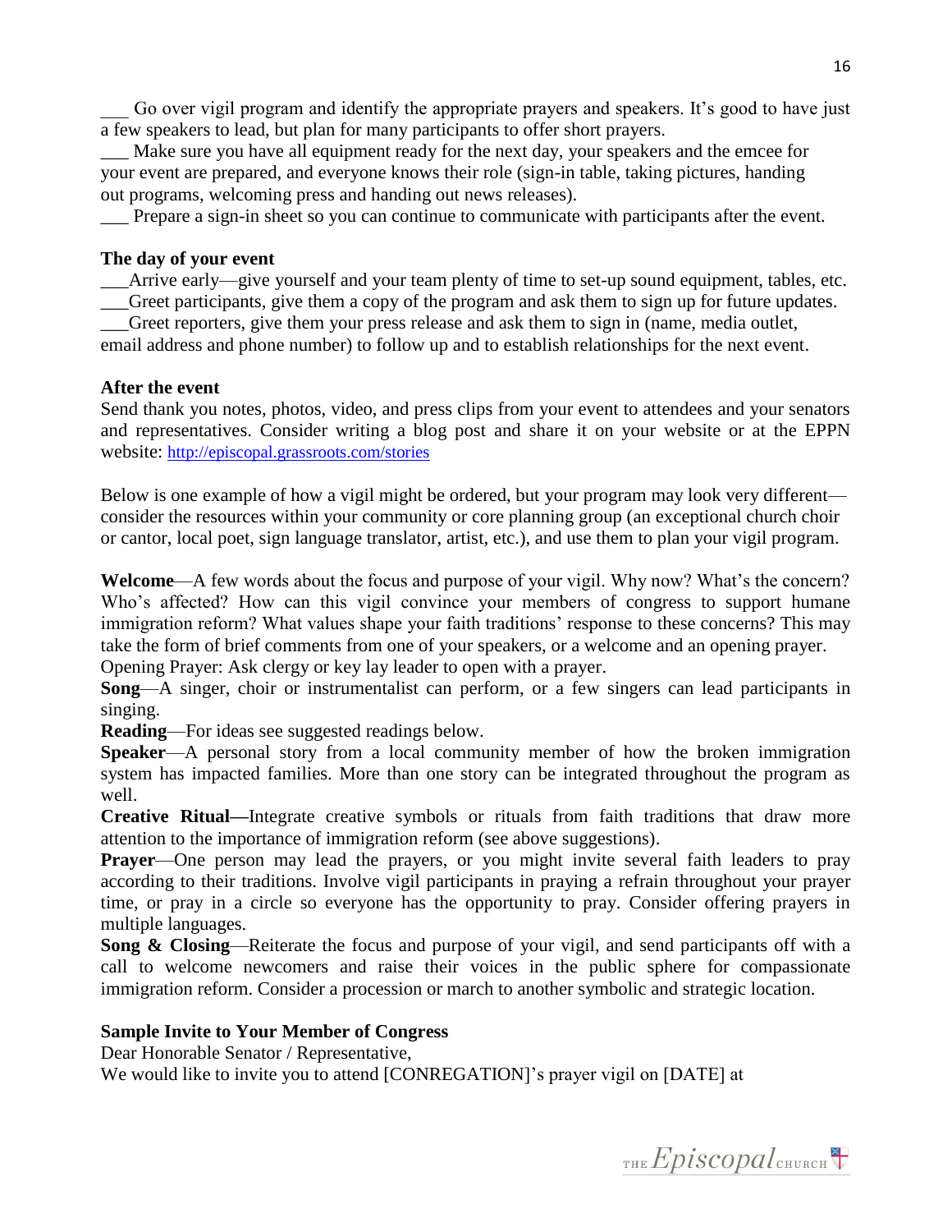___ Go over vigil program and identify the appropriate prayers and speakers. It's good to have just a few speakers to lead, but plan for many participants to offer short prayers.

___ Make sure you have all equipment ready for the next day, your speakers and the emcee for your event are prepared, and everyone knows their role (sign-in table, taking pictures, handing out programs, welcoming press and handing out news releases).

___ Prepare a sign-in sheet so you can continue to communicate with participants after the event.

**The day of your event**

___Arrive early—give yourself and your team plenty of time to set-up sound equipment, tables, etc.

___Greet participants, give them a copy of the program and ask them to sign up for future updates.

___Greet reporters, give them your press release and ask them to sign in (name, media outlet, email address and phone number) to follow up and to establish relationships for the next event.

**After the event**

Send thank you notes, photos, video, and press clips from your event to attendees and your senators and representatives. Consider writing a blog post and share it on your website or at the EPPN website: http://episcopal.grassroots.com/stories

Below is one example of how a vigil might be ordered, but your program may look very different—consider the resources within your community or core planning group (an exceptional church choir or cantor, local poet, sign language translator, artist, etc.), and use them to plan your vigil program.

**Welcome**—A few words about the focus and purpose of your vigil. Why now? What's the concern? Who's affected? How can this vigil convince your members of congress to support humane immigration reform? What values shape your faith traditions' response to these concerns? This may take the form of brief comments from one of your speakers, or a welcome and an opening prayer.
Opening Prayer: Ask clergy or key lay leader to open with a prayer.

**Song**—A singer, choir or instrumentalist can perform, or a few singers can lead participants in singing.

**Reading**—For ideas see suggested readings below.

**Speaker**—A personal story from a local community member of how the broken immigration system has impacted families. More than one story can be integrated throughout the program as well.

**Creative Ritual—**Integrate creative symbols or rituals from faith traditions that draw more attention to the importance of immigration reform (see above suggestions).

**Prayer**—One person may lead the prayers, or you might invite several faith leaders to pray according to their traditions. Involve vigil participants in praying a refrain throughout your prayer time, or pray in a circle so everyone has the opportunity to pray. Consider offering prayers in multiple languages.

**Song & Closing**—Reiterate the focus and purpose of your vigil, and send participants off with a call to welcome newcomers and raise their voices in the public sphere for compassionate immigration reform. Consider a procession or march to another symbolic and strategic location.

**Sample Invite to Your Member of Congress**

Dear Honorable Senator / Representative,

We would like to invite you to attend [CONREGATION]'s prayer vigil on [DATE] at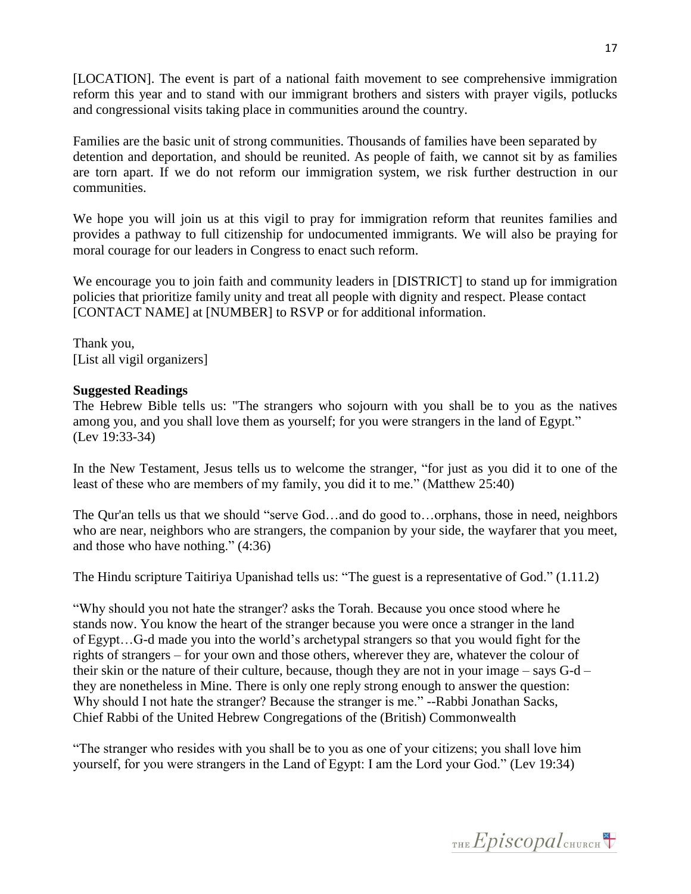[LOCATION]. The event is part of a national faith movement to see comprehensive immigration reform this year and to stand with our immigrant brothers and sisters with prayer vigils, potlucks and congressional visits taking place in communities around the country.

Families are the basic unit of strong communities. Thousands of families have been separated by detention and deportation, and should be reunited. As people of faith, we cannot sit by as families are torn apart. If we do not reform our immigration system, we risk further destruction in our communities.

We hope you will join us at this vigil to pray for immigration reform that reunites families and provides a pathway to full citizenship for undocumented immigrants. We will also be praying for moral courage for our leaders in Congress to enact such reform.

We encourage you to join faith and community leaders in [DISTRICT] to stand up for immigration policies that prioritize family unity and treat all people with dignity and respect. Please contact [CONTACT NAME] at [NUMBER] to RSVP or for additional information.

Thank you,
[List all vigil organizers]

**Suggested Readings**

The Hebrew Bible tells us: "The strangers who sojourn with you shall be to you as the natives among you, and you shall love them as yourself; for you were strangers in the land of Egypt." (Lev 19:33-34)

In the New Testament, Jesus tells us to welcome the stranger, "for just as you did it to one of the least of these who are members of my family, you did it to me." (Matthew 25:40)

The Qur'an tells us that we should "serve God…and do good to…orphans, those in need, neighbors who are near, neighbors who are strangers, the companion by your side, the wayfarer that you meet, and those who have nothing." (4:36)

The Hindu scripture Taitiriya Upanishad tells us: "The guest is a representative of God." (1.11.2)

"Why should you not hate the stranger? asks the Torah. Because you once stood where he stands now. You know the heart of the stranger because you were once a stranger in the land of Egypt…G-d made you into the world's archetypal strangers so that you would fight for the rights of strangers – for your own and those others, wherever they are, whatever the colour of their skin or the nature of their culture, because, though they are not in your image – says G-d – they are nonetheless in Mine. There is only one reply strong enough to answer the question: Why should I not hate the stranger? Because the stranger is me." --Rabbi Jonathan Sacks, Chief Rabbi of the United Hebrew Congregations of the (British) Commonwealth

"The stranger who resides with you shall be to you as one of your citizens; you shall love him yourself, for you were strangers in the Land of Egypt: I am the Lord your God." (Lev 19:34)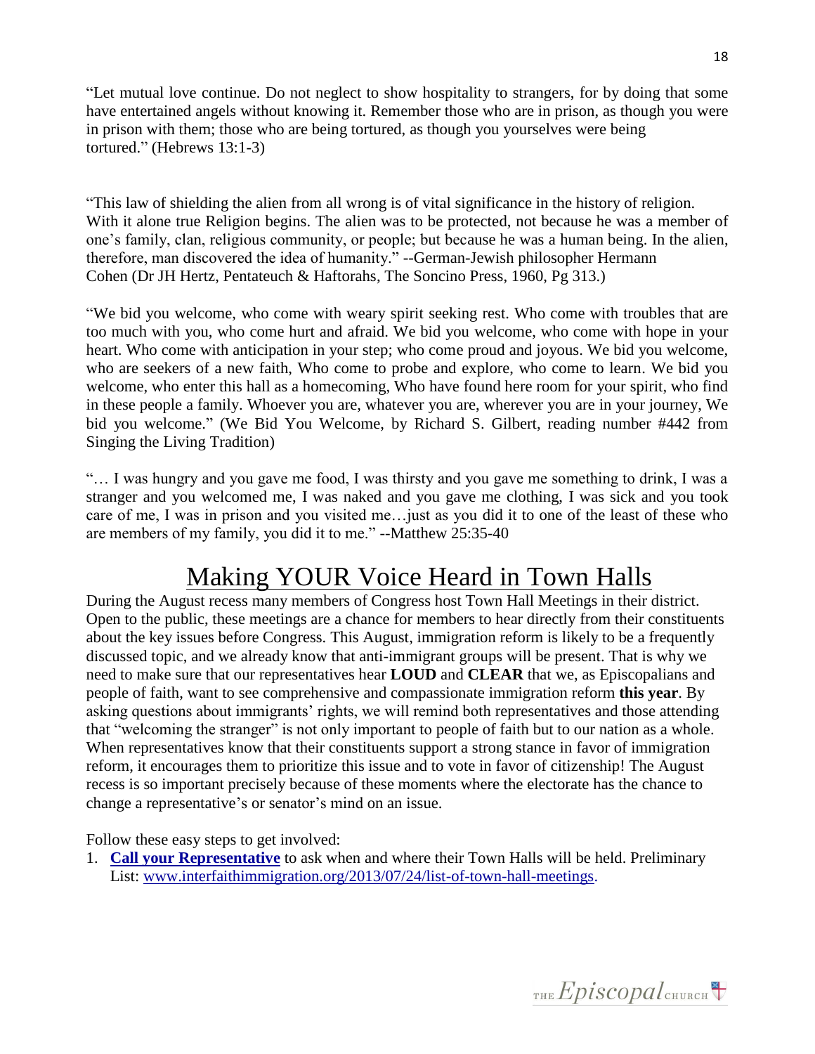"Let mutual love continue. Do not neglect to show hospitality to strangers, for by doing that some have entertained angels without knowing it. Remember those who are in prison, as though you were in prison with them; those who are being tortured, as though you yourselves were being tortured." (Hebrews 13:1-3)

"This law of shielding the alien from all wrong is of vital significance in the history of religion. With it alone true Religion begins. The alien was to be protected, not because he was a member of one's family, clan, religious community, or people; but because he was a human being. In the alien, therefore, man discovered the idea of humanity." --German-Jewish philosopher Hermann Cohen (Dr JH Hertz, Pentateuch & Haftorahs, The Soncino Press, 1960, Pg 313.)

"We bid you welcome, who come with weary spirit seeking rest. Who come with troubles that are too much with you, who come hurt and afraid. We bid you welcome, who come with hope in your heart. Who come with anticipation in your step; who come proud and joyous. We bid you welcome, who are seekers of a new faith, Who come to probe and explore, who come to learn. We bid you welcome, who enter this hall as a homecoming, Who have found here room for your spirit, who find in these people a family. Whoever you are, whatever you are, wherever you are in your journey, We bid you welcome." (We Bid You Welcome, by Richard S. Gilbert, reading number #442 from Singing the Living Tradition)

"… I was hungry and you gave me food, I was thirsty and you gave me something to drink, I was a stranger and you welcomed me, I was naked and you gave me clothing, I was sick and you took care of me, I was in prison and you visited me…just as you did it to one of the least of these who are members of my family, you did it to me." --Matthew 25:35-40

# Making YOUR Voice Heard in Town Halls

During the August recess many members of Congress host Town Hall Meetings in their district. Open to the public, these meetings are a chance for members to hear directly from their constituents about the key issues before Congress. This August, immigration reform is likely to be a frequently discussed topic, and we already know that anti-immigrant groups will be present. That is why we need to make sure that our representatives hear **LOUD** and **CLEAR** that we, as Episcopalians and people of faith, want to see comprehensive and compassionate immigration reform **this year**. By asking questions about immigrants' rights, we will remind both representatives and those attending that "welcoming the stranger" is not only important to people of faith but to our nation as a whole. When representatives know that their constituents support a strong stance in favor of immigration reform, it encourages them to prioritize this issue and to vote in favor of citizenship! The August recess is so important precisely because of these moments where the electorate has the chance to change a representative's or senator's mind on an issue.

Follow these easy steps to get involved:

1. **Call your Representative** to ask when and where their Town Halls will be held. Preliminary List: www.interfaithimmigration.org/2013/07/24/list-of-town-hall-meetings.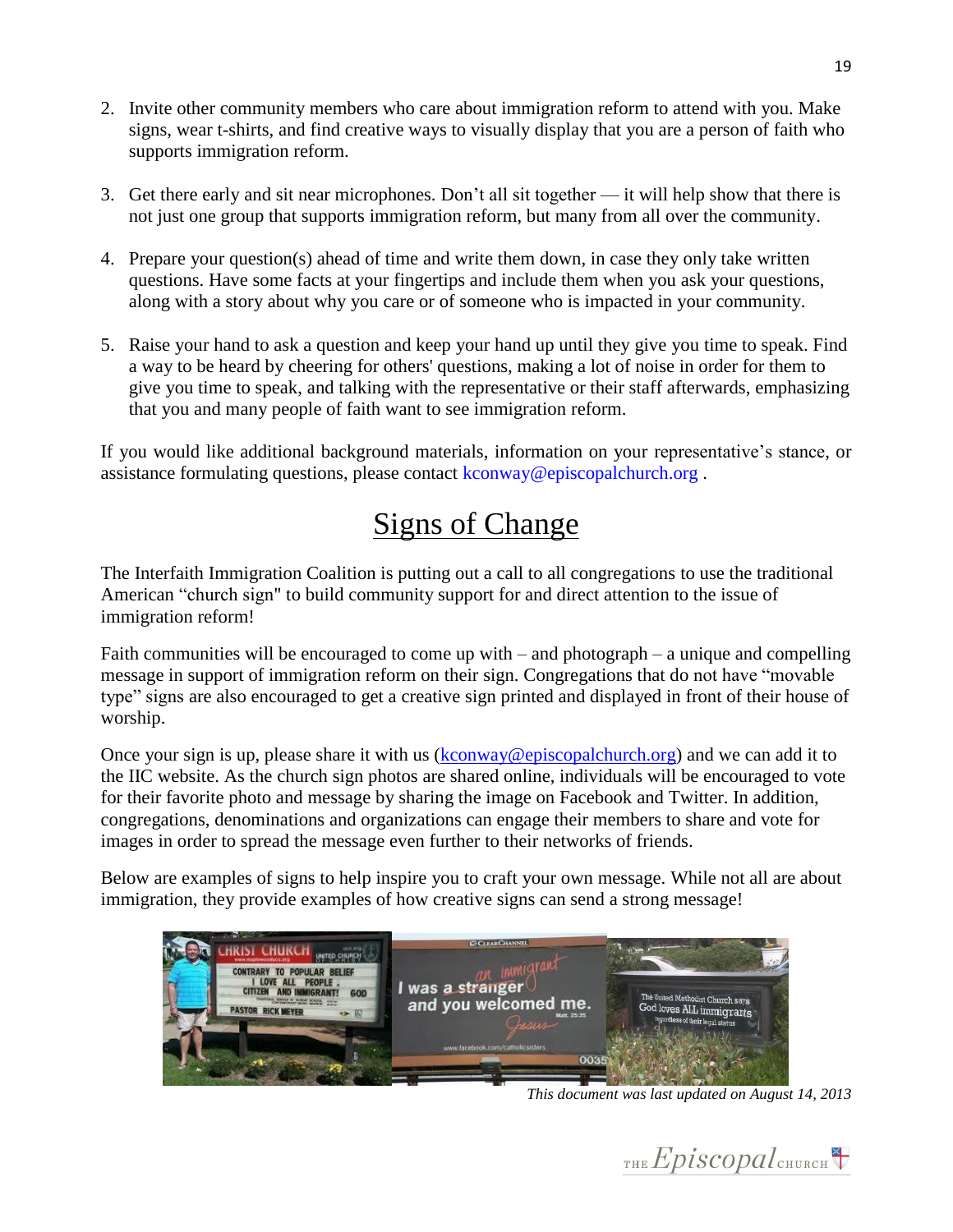2. Invite other community members who care about immigration reform to attend with you. Make signs, wear t-shirts, and find creative ways to visually display that you are a person of faith who supports immigration reform.

3. Get there early and sit near microphones. Don't all sit together — it will help show that there is not just one group that supports immigration reform, but many from all over the community.

4. Prepare your question(s) ahead of time and write them down, in case they only take written questions. Have some facts at your fingertips and include them when you ask your questions, along with a story about why you care or of someone who is impacted in your community.

5. Raise your hand to ask a question and keep your hand up until they give you time to speak. Find a way to be heard by cheering for others' questions, making a lot of noise in order for them to give you time to speak, and talking with the representative or their staff afterwards, emphasizing that you and many people of faith want to see immigration reform.

If you would like additional background materials, information on your representative's stance, or assistance formulating questions, please contact kconway@episcopalchurch.org .

# Signs of Change

The Interfaith Immigration Coalition is putting out a call to all congregations to use the traditional American "church sign" to build community support for and direct attention to the issue of immigration reform!

Faith communities will be encouraged to come up with – and photograph – a unique and compelling message in support of immigration reform on their sign. Congregations that do not have "movable type" signs are also encouraged to get a creative sign printed and displayed in front of their house of worship.

Once your sign is up, please share it with us (kconway@episcopalchurch.org) and we can add it to the IIC website. As the church sign photos are shared online, individuals will be encouraged to vote for their favorite photo and message by sharing the image on Facebook and Twitter. In addition, congregations, denominations and organizations can engage their members to share and vote for images in order to spread the message even further to their networks of friends.

Below are examples of signs to help inspire you to craft your own message. While not all are about immigration, they provide examples of how creative signs can send a strong message!

*This document was last updated on August 14, 2013*